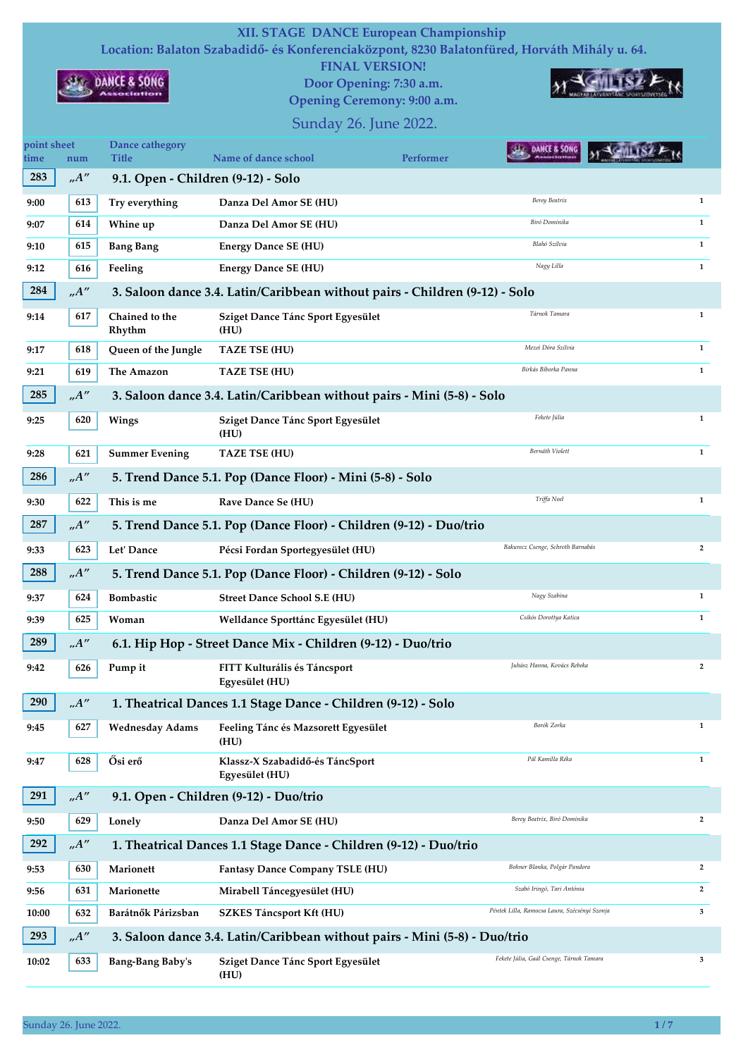# XII. STAGE DANCE European Championship

Location: Balaton Szabadidő- és Konferenciaközpont, 8230 Balatonfüred, Horváth Mihály u. 64.

FINAL VERSION!

Door Opening: 7:30 a.m.

Opening Ceremony: 9:00 a.m.

Sunday 26. June 2022.

| point sheet time | num | Dance cathegory Title | Name of dance school | Performer | |
|---|---|---|---|---|---|
| 283 | „A” | 9.1. Open - Children (9-12) - Solo | | | |
| 9:00 | 613 | Try everything | Danza Del Amor SE (HU) | Berey Beatrix | 1 |
| 9:07 | 614 | Whine up | Danza Del Amor SE (HU) | Biró Dominika | 1 |
| 9:10 | 615 | Bang Bang | Energy Dance SE (HU) | Blahó Szilvia | 1 |
| 9:12 | 616 | Feeling | Energy Dance SE (HU) | Nagy Lilla | 1 |
| 284 | „A” | 3. Saloon dance 3.4. Latin/Caribbean without pairs - Children (9-12) - Solo | | | |
| 9:14 | 617 | Chained to the Rhythm | Sziget Dance Tánc Sport Egyesület (HU) | Tárnok Tamara | 1 |
| 9:17 | 618 | Queen of the Jungle | TAZE TSE (HU) | Mezei Dóra Szilvia | 1 |
| 9:21 | 619 | The Amazon | TAZE TSE (HU) | Birkás Bíborka Panna | 1 |
| 285 | „A” | 3. Saloon dance 3.4. Latin/Caribbean without pairs - Mini (5-8) - Solo | | | |
| 9:25 | 620 | Wings | Sziget Dance Tánc Sport Egyesület (HU) | Fekete Júlia | 1 |
| 9:28 | 621 | Summer Evening | TAZE TSE (HU) | Bernáth Violett | 1 |
| 286 | „A” | 5. Trend Dance 5.1. Pop (Dance Floor) - Mini (5-8) - Solo | | | |
| 9:30 | 622 | This is me | Rave Dance Se (HU) | Triffa Noel | 1 |
| 287 | „A” | 5. Trend Dance 5.1. Pop (Dance Floor) - Children (9-12) - Duo/trio | | | |
| 9:33 | 623 | Let' Dance | Pécsi Fordan Sportegyesület (HU) | Bakurecz Csenge, Schroth Barnabás | 2 |
| 288 | „A” | 5. Trend Dance 5.1. Pop (Dance Floor) - Children (9-12) - Solo | | | |
| 9:37 | 624 | Bombastic | Street Dance School S.E (HU) | Nagy Szabina | 1 |
| 9:39 | 625 | Woman | Welldance Sporttánc Egyesület (HU) | Csikós Dorottya Katica | 1 |
| 289 | „A” | 6.1. Hip Hop - Street Dance Mix - Children (9-12) - Duo/trio | | | |
| 9:42 | 626 | Pump it | FITT Kulturális és Táncsport Egyesület (HU) | Juhász Hanna, Kovács Rebeka | 2 |
| 290 | „A” | 1. Theatrical Dances 1.1 Stage Dance - Children (9-12) - Solo | | | |
| 9:45 | 627 | Wednesday Adams | Feeling Tánc és Mazsorett Egyesület (HU) | Borók Zorka | 1 |
| 9:47 | 628 | Ősi erő | Klassz-X Szabadidő-és TáncSport Egyesület (HU) | Pál Kamilla Réka | 1 |
| 291 | „A” | 9.1. Open - Children (9-12) - Duo/trio | | | |
| 9:50 | 629 | Lonely | Danza Del Amor SE (HU) | Berey Beatrix, Biró Dominika | 2 |
| 292 | „A” | 1. Theatrical Dances 1.1 Stage Dance - Children (9-12) - Duo/trio | | | |
| 9:53 | 630 | Marionett | Fantasy Dance Company TSLE (HU) | Bohner Blanka, Polgár Pandora | 2 |
| 9:56 | 631 | Marionette | Mirabell Tánceegyesület (HU) | Szabó Iringó, Tari Antónia | 2 |
| 10:00 | 632 | Barátnők Párizsban | SZKES Táncsport Kft (HU) | Péntek Lilla, Ramocsa Laura, Szécsényi Szonja | 3 |
| 293 | „A” | 3. Saloon dance 3.4. Latin/Caribbean without pairs - Mini (5-8) - Duo/trio | | | |
| 10:02 | 633 | Bang-Bang Baby's | Sziget Dance Tánc Sport Egyesület (HU) | Fekete Júlia, Gaál Csenge, Tárnok Tamara | 3 |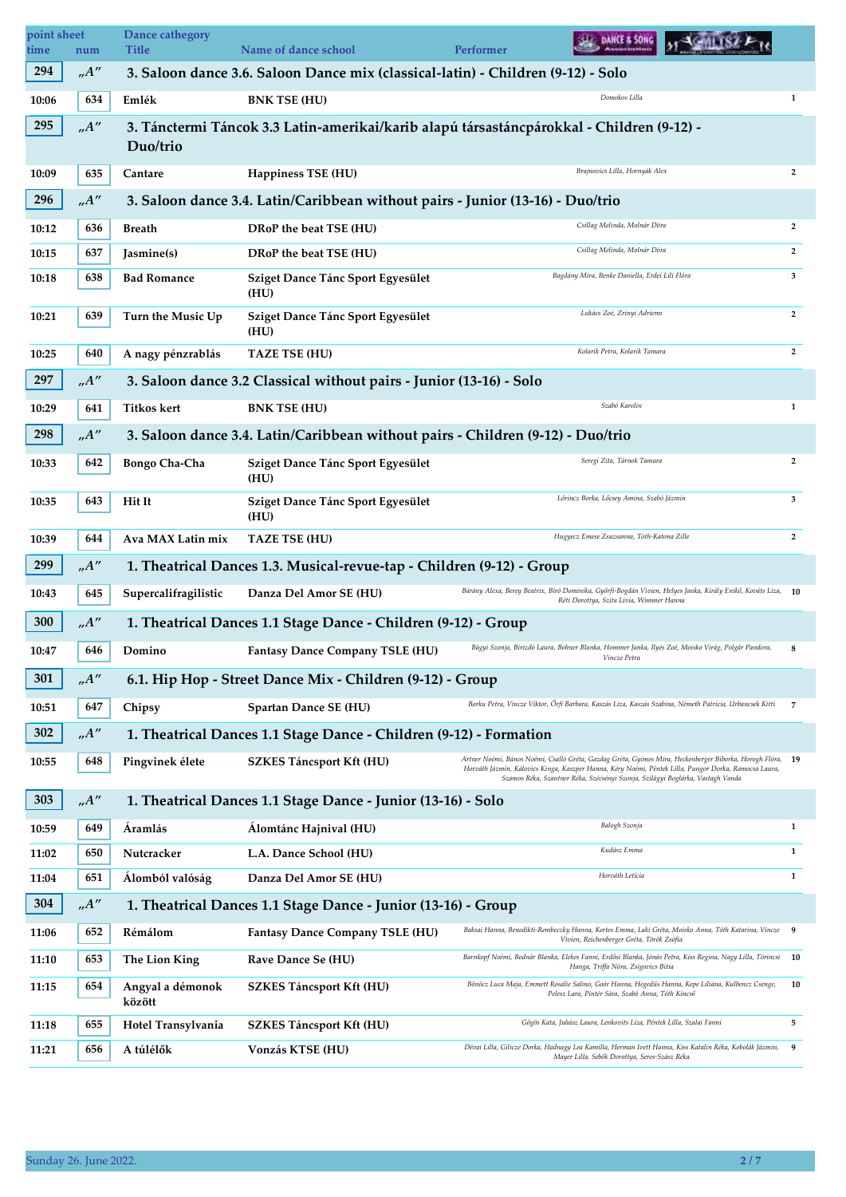| point sheet time | num | Dance cathegory Title | Name of dance school | Performer | |
|---|---|---|---|---|---|
| **294** | **„A”** | **3. Saloon dance 3.6. Saloon Dance mix (classical-latin) - Children (9-12) - Solo** | | | |
| 10:06 | 634 | Emlék | BNK TSE (HU) | Domokos Lilla | 1 |
| **295** | **„A”** | **3. Tánctermi Táncok 3.3 Latin-amerikai/karib alapú társastáncpárokkal - Children (9-12) - Duo/trio** | | | |
| 10:09 | 635 | Cantare | Happiness TSE (HU) | Brajnovics Lilla, Hornyák Alex | 2 |
| **296** | **„A”** | **3. Saloon dance 3.4. Latin/Caribbean without pairs - Junior (13-16) - Duo/trio** | | | |
| 10:12 | 636 | Breath | DRoP the beat TSE (HU) | Csillag Melinda, Molnár Dóra | 2 |
| 10:15 | 637 | Jasmine(s) | DRoP the beat TSE (HU) | Csillag Melinda, Molnár Dóra | 2 |
| 10:18 | 638 | Bad Romance | Sziget Dance Tánc Sport Egyesület (HU) | Bagdány Mira, Benke Daniella, Erdei Lili Flóra | 3 |
| 10:21 | 639 | Turn the Music Up | Sziget Dance Tánc Sport Egyesület (HU) | Lukács Zoé, Zrínyi Adrienn | 2 |
| 10:25 | 640 | A nagy pénzrablás | TAZE TSE (HU) | Kolarik Petra, Kolarik Tamara | 2 |
| **297** | **„A”** | **3. Saloon dance 3.2 Classical without pairs - Junior (13-16) - Solo** | | | |
| 10:29 | 641 | Titkos kert | BNK TSE (HU) | Szabó Karolin | 1 |
| **298** | **„A”** | **3. Saloon dance 3.4. Latin/Caribbean without pairs - Children (9-12) - Duo/trio** | | | |
| 10:33 | 642 | Bongo Cha-Cha | Sziget Dance Tánc Sport Egyesület (HU) | Seregi Zita, Tárnok Tamara | 2 |
| 10:35 | 643 | Hit It | Sziget Dance Tánc Sport Egyesület (HU) | Lőrincz Borka, Lőcsey Amina, Szabó Jázmin | 3 |
| 10:39 | 644 | Ava MAX Latin mix | TAZE TSE (HU) | Hugyecz Emese Zsuzsanna, Tóth-Katona Zille | 2 |
| **299** | **„A”** | **1. Theatrical Dances 1.3. Musical-revue-tap - Children (9-12) - Group** | | | |
| 10:43 | 645 | Supercalifragilistic | Danza Del Amor SE (HU) | Bárány Alexa, Berey Beatrix, Bíró Dominika, Győrfi-Bogdán Vivien, Helyes Janka, Király Enikő, Kovács Liza, Réti Dorottya, Szita Lívia, Wimmer Hanna | 10 |
| **300** | **„A”** | **1. Theatrical Dances 1.1 Stage Dance - Children (9-12) - Group** | | | |
| 10:47 | 646 | Domino | Fantasy Dance Company TSLE (HU) | Bágyi Szonja, Birizdó Laura, Bohner Blanka, Hommer Janka, Illyés Zoé, Moisko Virág, Polgár Pandora, Vincze Petra | 8 |
| **301** | **„A”** | **6.1. Hip Hop - Street Dance Mix - Children (9-12) - Group** | | | |
| 10:51 | 647 | Chipsy | Spartan Dance SE (HU) | Borku Petra, Vincze Viktor, Őrfi Barbara, Kaszás Liza, Kaszás Szabina, Németh Patrícia, Urbancsek Kitti | 7 |
| **302** | **„A”** | **1. Theatrical Dances 1.1 Stage Dance - Children (9-12) - Formation** | | | |
| 10:55 | 648 | Pingvinek élete | SZKES Táncsport Kft (HU) | Artner Noémi, Bános Noémi, Csalló Gréta, Gazdag Gréta, Gyimes Mira, Heckenberger Bíborka, Horogh Flóra, Horváth Jázmin, Kálovics Kinga, Kaszper Hanna, Kéry Noémi, Péntek Lilla, Pungor Dorka, Ramocsa Laura, Szamos Réka, Szantner Réka, Szécsényi Szonja, Szilágyi Boglárka, Vastagh Vanda | 19 |
| **303** | **„A”** | **1. Theatrical Dances 1.1 Stage Dance - Junior (13-16) - Solo** | | | |
| 10:59 | 649 | Áramlás | Álomtánc Hajnival (HU) | Balogh Szonja | 1 |
| 11:02 | 650 | Nutcracker | L.A. Dance School (HU) | Kudász Emma | 1 |
| 11:04 | 651 | Álomból valóság | Danza Del Amor SE (HU) | Horváth Leticia | 1 |
| **304** | **„A”** | **1. Theatrical Dances 1.1 Stage Dance - Junior (13-16) - Group** | | | |
| 11:06 | 652 | Rémálom | Fantasy Dance Company TSLE (HU) | Baksai Hanna, Benedikti-Rembeczky Hanna, Kertes Emma, Laki Gréta, Moisko Anna, Tóth Katarina, Vincze Vivien, Reichenberger Gréta, Török Zsófia | 9 |
| 11:10 | 653 | The Lion King | Rave Dance Se (HU) | Barnkopf Noémi, Bodnár Blanka, Elekes Fanni, Erdősi Blanka, Jónás Petra, Kiss Regina, Nagy Lilla, Törincsi Hanga, Triffa Nóra, Zsigovics Bitia | 10 |
| 11:15 | 654 | Angyal a démonok között | SZKES Táncsport Kft (HU) | Bönöcz Luca Maja, Emmett Rosalie Salino, Goór Hanna, Hegedűs Hanna, Kepe Liliána, Kulbencz Csenge, Pelesz Lara, Pintér Sára, Szabó Anna, Tóth Kincső | 10 |
| 11:18 | 655 | Hotel Transylvania | SZKES Táncsport Kft (HU) | Gőgös Kata, Juhász Laura, Lenkovits Liza, Péntek Lilla, Szalai Fanni | 5 |
| 11:21 | 656 | A túlélők | Vonzás KTSE (HU) | Dévai Lilla, Gilicze Dorka, Hadnagy Lea Kamilla, Herman Ivett Hanna, Kiss Katalin Réka, Kobolák Jázmin, Mayer Lilla, Sebők Dorottya, Seres-Szász Réka | 9 |

Sunday 26. June 2022.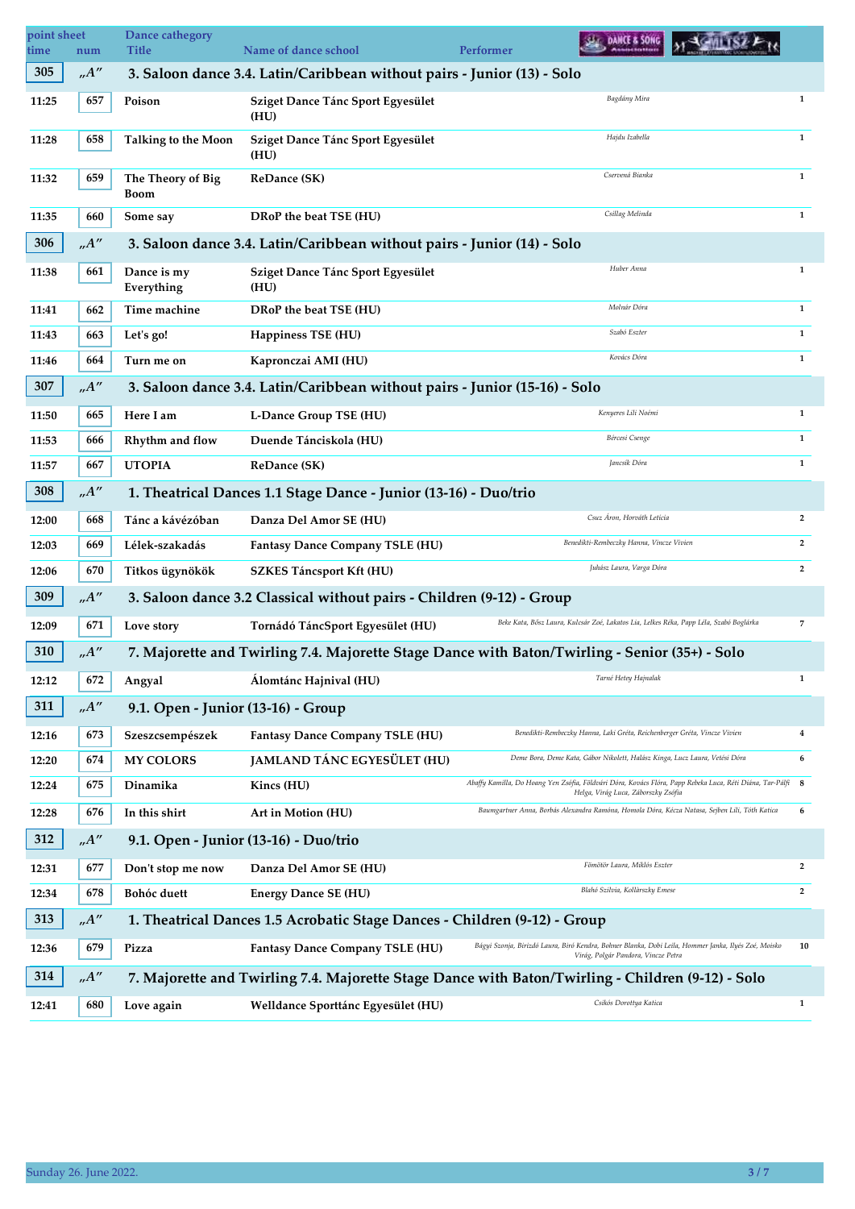| point sheet time | num | Dance cathegory Title | Name of dance school | Performer | |
|---|---|---|---|---|---|
| **305** | „A" | **3. Saloon dance 3.4. Latin/Caribbean without pairs - Junior (13) - Solo** | | | |
| 11:25 | 657 | Poison | Sziget Dance Tánc Sport Egyesület (HU) | Bagdány Mira | 1 |
| 11:28 | 658 | Talking to the Moon | Sziget Dance Tánc Sport Egyesület (HU) | Hajdu Izabella | 1 |
| 11:32 | 659 | The Theory of Big Boom | ReDance (SK) | Cservená Bianka | 1 |
| 11:35 | 660 | Some say | DRoP the beat TSE (HU) | Csillag Melinda | 1 |
| **306** | „A" | **3. Saloon dance 3.4. Latin/Caribbean without pairs - Junior (14) - Solo** | | | |
| 11:38 | 661 | Dance is my Everything | Sziget Dance Tánc Sport Egyesület (HU) | Huber Anna | 1 |
| 11:41 | 662 | Time machine | DRoP the beat TSE (HU) | Molnár Dóra | 1 |
| 11:43 | 663 | Let's go! | Happiness TSE (HU) | Szabó Eszter | 1 |
| 11:46 | 664 | Turn me on | Kapronczai AMI (HU) | Kovács Dóra | 1 |
| **307** | „A" | **3. Saloon dance 3.4. Latin/Caribbean without pairs - Junior (15-16) - Solo** | | | |
| 11:50 | 665 | Here I am | L-Dance Group TSE (HU) | Kenyeres Lili Noémi | 1 |
| 11:53 | 666 | Rhythm and flow | Duende Tánciskola (HU) | Bércesi Csenge | 1 |
| 11:57 | 667 | UTOPIA | ReDance (SK) | Jancsik Dóra | 1 |
| **308** | „A" | **1. Theatrical Dances 1.1 Stage Dance - Junior (13-16) - Duo/trio** | | | |
| 12:00 | 668 | Tánc a kávézóban | Danza Del Amor SE (HU) | Csuz Áron, Horváth Leticia | 2 |
| 12:03 | 669 | Lélek-szakadás | Fantasy Dance Company TSLE (HU) | Benedikti-Rembeczky Hanna, Vincze Vivien | 2 |
| 12:06 | 670 | Titkos ügynökök | SZKES Táncsport Kft (HU) | Juhász Laura, Varga Dóra | 2 |
| **309** | „A" | **3. Saloon dance 3.2 Classical without pairs - Children (9-12) - Group** | | | |
| 12:09 | 671 | Love story | Tornádó TáncSport Egyesület (HU) | Beke Kata, Bősz Laura, Kulcsár Zoé, Lakatos Lia, Lelkes Réka, Papp Léla, Szabó Boglárka | 7 |
| **310** | „A" | **7. Majorette and Twirling 7.4. Majorette Stage Dance with Baton/Twirling - Senior (35+) - Solo** | | | |
| 12:12 | 672 | Angyal | Álomtánc Hajnival (HU) | Tarné Hetey Hajnalak | 1 |
| **311** | „A" | **9.1. Open - Junior (13-16) - Group** | | | |
| 12:16 | 673 | Szeszcsempészek | Fantasy Dance Company TSLE (HU) | Benedikti-Rembeczky Hanna, Laki Gréta, Reichenberger Gréta, Vincze Vivien | 4 |
| 12:20 | 674 | MY COLORS | JAMLAND TÁNC EGYESÜLET (HU) | Deme Bora, Deme Kata, Gábor Nikolett, Halász Kinga, Lucz Laura, Vetési Dóra | 6 |
| 12:24 | 675 | Dinamika | Kincs (HU) | Abaffy Kamilla, Do Hoang Yen Zsófia, Földvári Dóra, Kovács Flóra, Papp Rebeka Luca, Réti Diána, Tar-Pálfi Helga, Virág Luca, Záborszky Zsófia | 8 |
| 12:28 | 676 | In this shirt | Art in Motion (HU) | Baumgartner Anna, Borbás Alexandra Ramóna, Homola Dóra, Kécza Natasa, Sejben Lili, Tóth Katica | 6 |
| **312** | „A" | **9.1. Open - Junior (13-16) - Duo/trio** | | | |
| 12:31 | 677 | Don't stop me now | Danza Del Amor SE (HU) | Fömötör Laura, Miklós Eszter | 2 |
| 12:34 | 678 | Bohóc duett | Energy Dance SE (HU) | Blahó Szilvia, Kollárszky Emese | 2 |
| **313** | „A" | **1. Theatrical Dances 1.5 Acrobatic Stage Dances - Children (9-12) - Group** | | | |
| 12:36 | 679 | Pizza | Fantasy Dance Company (HU) | Bágyi Szonja, Birizdó Laura, Biró Kendra, Bolmer Blanka, Dobi Leila, Hommer Janka, Ilyés Zoé, Moisko Virág, Polgár Pandora, Vincze Petra | 10 |
| **314** | „A" | **7. Majorette and Twirling 7.4. Majorette Stage Dance with Baton/Twirling - Children (9-12) - Solo** | | | |
| 12:41 | 680 | Love again | Welldance Sporttánc Egyesület (HU) | Csikós Dorottya Katica | 1 |

Sunday 26. June 2022.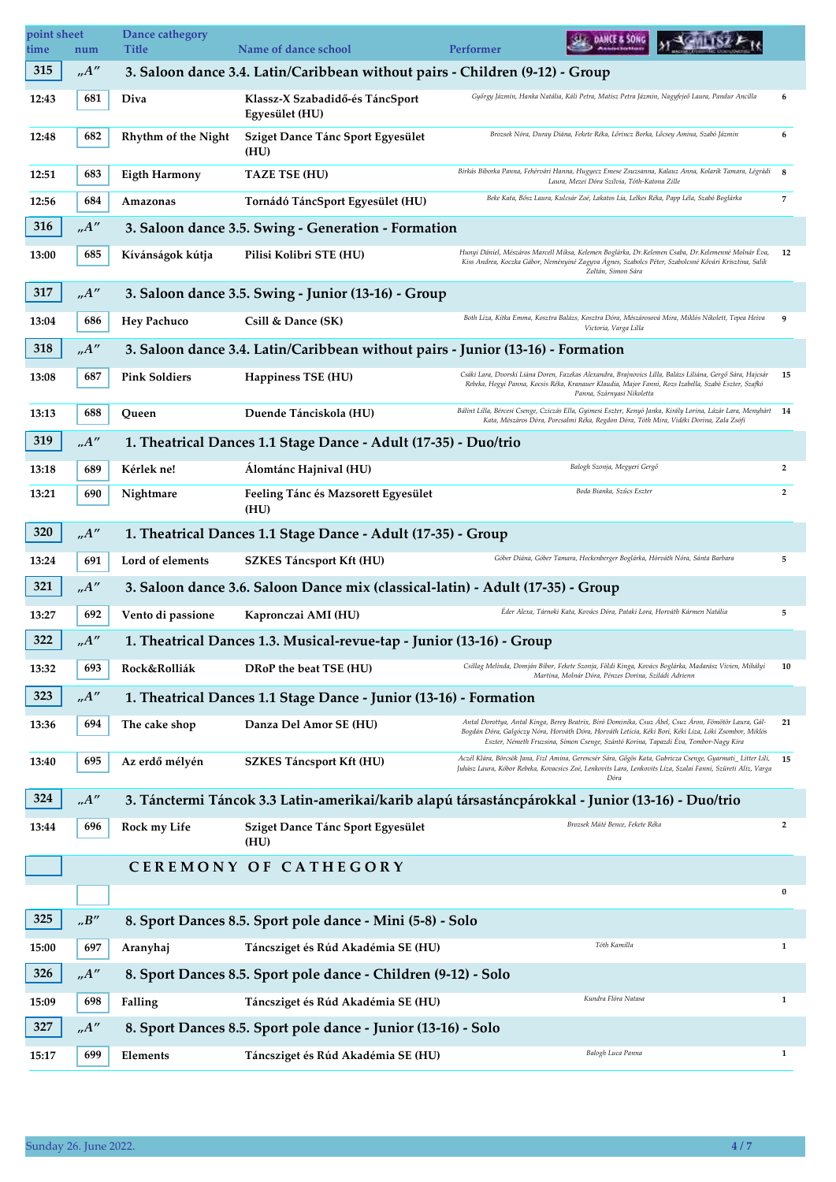| point sheet time | num | Dance cathegory Title | Name of dance school | Performer | |
|---|---|---|---|---|---|
| **315** | „A" | **3. Saloon dance 3.4. Latin/Caribbean without pairs - Children (9-12) - Group** | | | |
| 12:43 | 681 | Diva | Klassz-X Szabadidő-és TáncSport Egyesület (HU) | György Jázmin, Hanka Natália, Káli Petra, Matisz Petra Jázmin, Nagyfejeő Laura, Pandur Ancilla | 6 |
| 12:48 | 682 | Rhythm of the Night | Sziget Dance Tánc Sport Egyesület (HU) | Brozsek Nóra, Duray Diána, Fekete Réka, Lőrincz Borka, Lőcsey Amina, Szabó Jázmin | 6 |
| 12:51 | 683 | Eigth Harmony | TAZE TSE (HU) | Birkás Biborka Panna, Fehérvári Hanna, Hugyecz Emese Zsuzsanna, Kalauz Anna, Kolarik Tamara, Légrádi Laura, Mezei Dóra Szilvia, Tóth-Katona Zille | 8 |
| 12:56 | 684 | Amazonas | Tornádó TáncSport Egyesület (HU) | Beke Kata, Bősz Laura, Kulcsár Zoé, Lakatos Lia, Lelkes Réka, Papp Léla, Szabó Boglárka | 7 |
| **316** | „A" | **3. Saloon dance 3.5. Swing - Generation - Formation** | | | |
| 13:00 | 685 | Kívánságok kútja | Pilisi Kolibri STE (HU) | Hunyi Dániel, Mészáros Marcell Miksa, Kelemen Boglárka, Dr.Kelemen Csaba, Dr.Kelemenné Molnár Éva, Kiss Andrea, Koczka Gábor, Neményiné Zagyva Ágnes, Szabolcs Péter, Szabolcsné Kővári Krisztina, Salik Zoltán, Simon Sára | 12 |
| **317** | „A" | **3. Saloon dance 3.5. Swing - Junior (13-16) - Group** | | | |
| 13:04 | 686 | Hey Pachuco | Csill & Dance (SK) | Both Liza, Kitka Emma, Kosztra Balázs, Kosztra Dóra, Mészárosová Mira, Miklós Nikolett, Tepea Heiva Victoria, Varga Lilla | 9 |
| **318** | „A" | **3. Saloon dance 3.4. Latin/Caribbean without pairs - Junior (13-16) - Formation** | | | |
| 13:08 | 687 | Pink Soldiers | Happiness TSE (HU) | Csáki Lara, Dvorski Liána Doren, Fazekas Alexandra, Brajnovics Lilla, Balázs Liliána, Gergő Sára, Hajcsár Rebeka, Hegyi Panna, Kocsis Réka, Kranauer Klaudia, Major Fanni, Rozs Izabella, Szabó Eszter, Szafkó Panna, Szárnyasi Nikoletta | 15 |
| 13:13 | 688 | Queen | Duende Tánciskola (HU) | Bálint Lilla, Bércesi Csenge, Czinzás Ella, Gyimesi Eszter, Kenyó Janka, Király Lorina, Lázár Lara, Menyhárt Kata, Mészáros Dóra, Porcsalmi Réka, Regdon Dóra, Tóth Mira, Vidéki Dorina, Zala Zsófi | 14 |
| **319** | „A" | **1. Theatrical Dances 1.1 Stage Dance - Adult (17-35) - Duo/trio** | | | |
| 13:18 | 689 | Kérlek ne! | Álomtánc Hajnival (HU) | Balogh Szonja, Megyeri Gergő | 2 |
| 13:21 | 690 | Nightmare | Feeling Tánc és Mazsorett Egyesület (HU) | Boda Bianka, Szűcs Eszter | 2 |
| **320** | „A" | **1. Theatrical Dances 1.1 Stage Dance - Adult (17-35) - Group** | | | |
| 13:24 | 691 | Lord of elements | SZKES Táncsport Kft (HU) | Góber Diána, Góber Tamara, Heckenberger Boglárka, Horváth Nóra, Sánta Barbara | 5 |
| **321** | „A" | **3. Saloon dance 3.6. Saloon Dance mix (classical-latin) - Adult (17-35) - Group** | | | |
| 13:27 | 692 | Vento di passione | Kapronczai AMI (HU) | Éder Alexa, Tárnoki Kata, Kovács Dóra, Pataki Lora, Horváth Kármen Natália | 5 |
| **322** | „A" | **1. Theatrical Dances 1.3. Musical-revue-tap - Junior (13-16) - Group** | | | |
| 13:32 | 693 | Rock&Rolliák | DRoP the beat TSE (HU) | Csillag Melinda, Domján Bíbor, Fekete Szonja, Földi Kinga, Kovács Boglárka, Madarász Vivien, Mihályi Martina, Molnár Dóra, Pénzes Dorina, Sziládi Adrienn | 10 |
| **323** | „A" | **1. Theatrical Dances 1.1 Stage Dance - Junior (13-16) - Formation** | | | |
| 13:36 | 694 | The cake shop | Danza Del Amor SE (HU) | Antal Dorottya, Antal Kinga, Berey Beatrix, Biró Dominika, Csuz Ábel, Csuz Áron, Fömötör Laura, Gál-Bogdán Dóra, Galgóczy Nóra, Horváth Dóra, Horváth Letícia, Kéki Bori, Kéki Liza, Lóki Zsombor, Miklós Eszter, Németh Fruzsina, Simon Csenge, Szántó Korina, Tapazdi Éva, Tombor-Nagy Kira | 21 |
| 13:40 | 695 | Az erdő mélyén | SZKES Táncsport Kft (HU) | Aczél Klára, Börcsök Jana, Fizl Amina, Gerencsér Sára, Gőgös Kata, Gubricza Csenge, Gyarmati_ Litter Lili, Juhász Laura, Kóbor Rebeka, Kovacsics Zoé, Lenkovits Lara, Lenkovits Liza, Szalai Fanni, Szűreti Alíz, Varga Dóra | 15 |
| **324** | „A" | **3. Tánctermi Táncok 3.3 Latin-amerikai/karib alapú társastáncpárokkal - Junior (13-16) - Duo/trio** | | | |
| 13:44 | 696 | Rock my Life | Sziget Dance Tánc Sport Egyesület (HU) | Brozsek Máté Bence, Fekete Réka | 2 |
| | | **CEREMONY OF CATHEGORY** | | | |
| | | | | | 0 |
| **325** | „B" | **8. Sport Dances 8.5. Sport pole dance - Mini (5-8) - Solo** | | | |
| 15:00 | 697 | Aranyhaj | Táncsziget és Rúd Akadémia SE (HU) | Tóth Kamilla | 1 |
| **326** | „A" | **8. Sport Dances 8.5. Sport pole dance - Children (9-12) - Solo** | | | |
| 15:09 | 698 | Falling | Táncsziget és Rúd Akadémia SE (HU) | Kundra Flóra Natasa | 1 |
| **327** | „A" | **8. Sport Dances 8.5. Sport pole dance - Junior (13-16) - Solo** | | | |
| 15:17 | 699 | Elements | Táncsziget és Rúd Akadémia SE (HU) | Balogh Luca Panna | 1 |

Sunday 26. June 2022.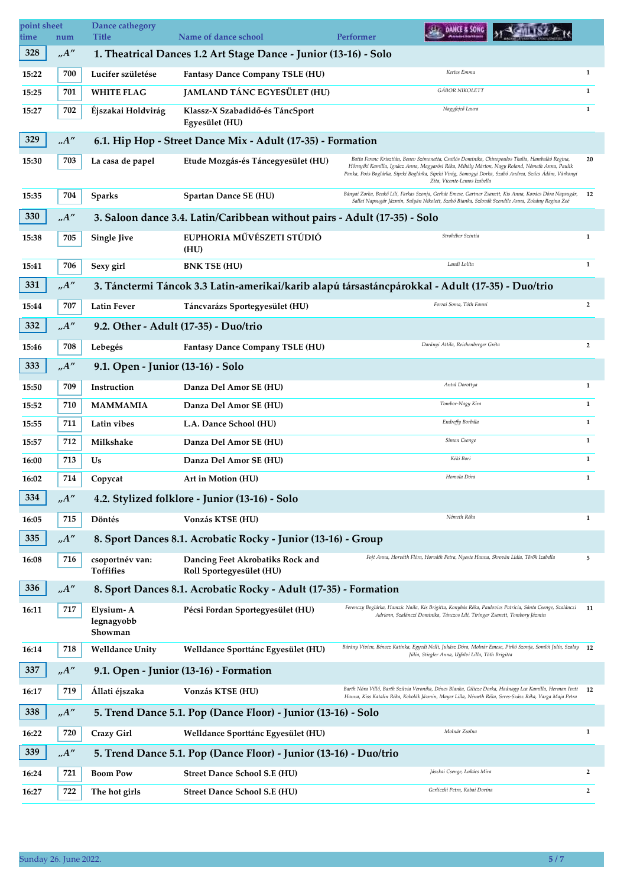| point sheet time | num | Dance cathegory Title | Name of dance school | Performer | |
|---|---|---|---|---|---|
| 328 | „A" | 1. Theatrical Dances 1.2 Art Stage Dance - Junior (13-16) - Solo | | | |
| 15:22 | 700 | Lucifer születése | Fantasy Dance Company TSLE (HU) | Kertes Emma | 1 |
| 15:25 | 701 | WHITE FLAG | JAMLAND TÁNC EGYESÜLET (HU) | GÁBOR NIKOLETT | 1 |
| 15:27 | 702 | Éjszakai Holdvirág | Klassz-X Szabadidő-és TáncSport Egyesület (HU) | Nagyfejeő Laura | 1 |
| 329 | „A" | 6.1. Hip Hop - Street Dance Mix - Adult (17-35) - Formation | | | |
| 15:30 | 703 | La casa de papel | Etude Mozgás-és Táncegyesület (HU) | Batta Ferenc Krisztián, Benev Szimonetta, Csatlós Dominika, Chinopoulos Thalia, Hambalkó Regina, Hórnyéki Kamilla, Ignácz Anna, Magyarósi Réka, Mihály Márton, Nagy Roland, Németh Anna, Paulik Panka, Poós Boglárka, Sipeki Boglárka, Sipeki Virág, Somogyi Dorka, Szabó Andrea, Szűcs Ádám, Várkonyi Zita, Vicente-Lemos Izabella | 20 |
| 15:35 | 704 | Sparks | Spartan Dance SE (HU) | Bányai Zorka, Benkő Lili, Farkas Szonja, Gerhát Emese, Gartner Zsanett, Kis Anna, Kovács Dóra Napsugár, Sallai Napsugár Jázmin, Sulyán Nikolett, Szabó Bianka, Szlovák Szendile Anna, Zohány Regina Zoé | 12 |
| 330 | „A" | 3. Saloon dance 3.4. Latin/Caribbean without pairs - Adult (17-35) - Solo | | | |
| 15:38 | 705 | Single Jive | EUPHORIA MŰVÉSZETI STÚDIÓ (HU) | Stroheber Szintia | 1 |
| 15:41 | 706 | Sexy girl | BNK TSE (HU) | Landi Lolita | 1 |
| 331 | „A" | 3. Tánctermi Táncok 3.3 Latin-amerikai/karib alapú társastáncpárokkal - Adult (17-35) - Duo/trio | | | |
| 15:44 | 707 | Latin Fever | Táncvarázs Sportegyesület (HU) | Forrai Soma, Tóth Fanni | 2 |
| 332 | „A" | 9.2. Other - Adult (17-35) - Duo/trio | | | |
| 15:46 | 708 | Lebegés | Fantasy Dance Company TSLE (HU) | Darányi Attila, Reichenberger Gréta | 2 |
| 333 | „A" | 9.1. Open - Junior (13-16) - Solo | | | |
| 15:50 | 709 | Instruction | Danza Del Amor SE (HU) | Antal Dorottya | 1 |
| 15:52 | 710 | MAMMAMIA | Danza Del Amor SE (HU) | Tombor-Nagy Kira | 1 |
| 15:55 | 711 | Latin vibes | L.A. Dance School (HU) | Endreffy Borbála | 1 |
| 15:57 | 712 | Milkshake | Danza Del Amor SE (HU) | Simon Csenge | 1 |
| 16:00 | 713 | Us | Danza Del Amor SE (HU) | Kéki Bori | 1 |
| 16:02 | 714 | Copycat | Art in Motion (HU) | Homola Dóra | 1 |
| 334 | „A" | 4.2. Stylized folklore - Junior (13-16) - Solo | | | |
| 16:05 | 715 | Döntés | Vonzás KTSE (HU) | Németh Réka | 1 |
| 335 | „A" | 8. Sport Dances 8.1. Acrobatic Rocky - Junior (13-16) - Group | | | |
| 16:08 | 716 | csoportnév van: Toffifies | Dancing Feet Akrobatiks Rock and Roll Sportegyesület (HU) | Fojt Anna, Horváth Flóra, Horváth Petra, Nyeste Hanna, Skrován Lídia, Török Izabella | 5 |
| 336 | „A" | 8. Sport Dances 8.1. Acrobatic Rocky - Adult (17-35) - Formation | | | |
| 16:11 | 717 | Elysium- A legnagyobb Showman | Pécsi Fordan Sportegyesület (HU) | Ferenczy Boglárka, Hamzic Naila, Kis Brigitta, Konyhás Réka, Pavlovics Patrícia, Sánta Csenge, Szalánczi Adrienn, Szalánczi Dominika, Tánczos Lili, Tiringer Zsanett, Tombory Jázmin | 11 |
| 16:14 | 718 | Welldance Unity | Welldance Sporttánc Egyesület (HU) | Bárány Vivien, Bénecz Katinka, Egyedi Nelli, Juhász Dóra, Molnár Emese, Pirkó Szonja, Somlói Júlia, Szalay Júlia, Stiegler Anna, Ujfalvi Lilla, Tóth Brigitta | 12 |
| 337 | „A" | 9.1. Open - Junior (13-16) - Formation | | | |
| 16:17 | 719 | Állati éjszaka | Vonzás KTSE (HU) | Barth Nóra Villő, Barth Szilvia Veronika, Dénes Blanka, Gilicze Dorka, Hadnagy Lea Kamilla, Herman Ivett Hanna, Kiss Katalin Réka, Kobolák Jázmin, Mayer Lilla, Németh Réka, Seres-Szász Réka, Varga Maja Petra | 12 |
| 338 | „A" | 5. Trend Dance 5.1. Pop (Dance Floor) - Junior (13-16) - Solo | | | |
| 16:22 | 720 | Crazy Girl | Welldance Sporttánc Egyesület (HU) | Molnár Zsolna | 1 |
| 339 | „A" | 5. Trend Dance 5.1. Pop (Dance Floor) - Junior (13-16) - Duo/trio | | | |
| 16:24 | 721 | Boom Pow | Street Dance School S.E (HU) | Jászkai Csenge, Lukács Mira | 2 |
| 16:27 | 722 | The hot girls | Street Dance School S.E (HU) | Gerliczki Petra, Kabai Dorina | 2 |

Sunday 26. June 2022.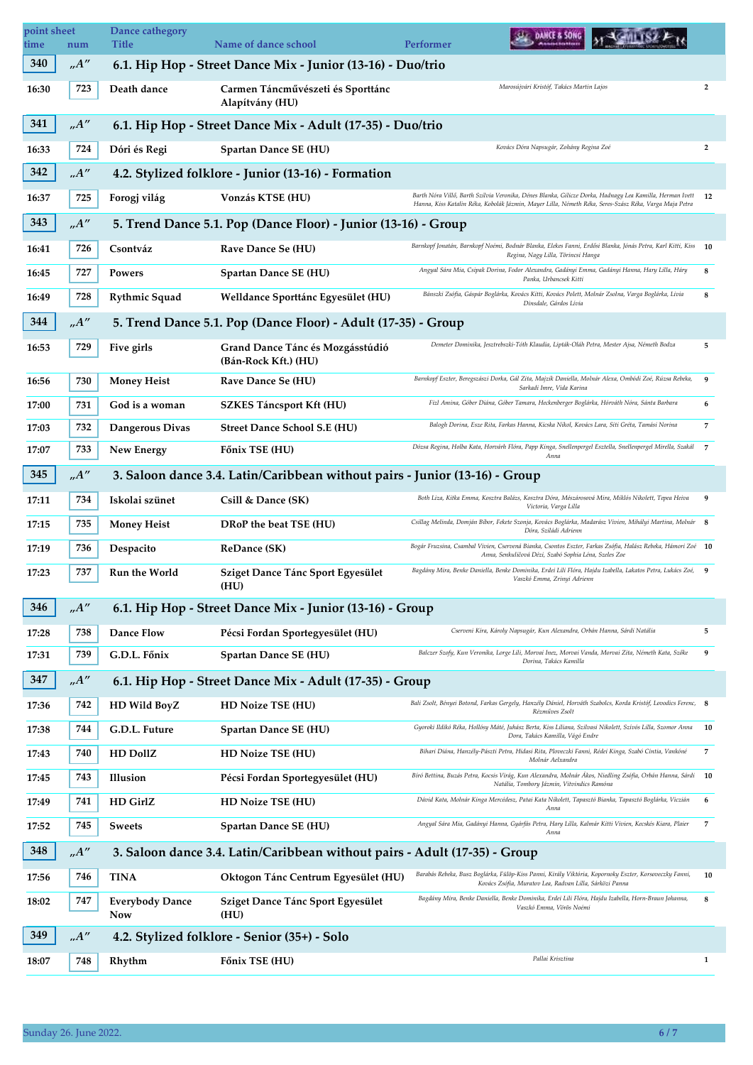| point sheet time | num | Dance cathegory Title | Name of dance school | Performer | |
|---|---|---|---|---|---|
| **340** | „A" | **6.1. Hip Hop - Street Dance Mix - Junior (13-16) - Duo/trio** | | | |
| 16:30 | 723 | Death dance | Carmen Táncművészeti és Sporttánc Alapítvány (HU) | Marosújvári Kristóf, Takács Martin Lajos | 2 |
| **341** | „A" | **6.1. Hip Hop - Street Dance Mix - Adult (17-35) - Duo/trio** | | | |
| 16:33 | 724 | Dóri és Regi | Spartan Dance SE (HU) | Kovács Dóra Napsugár, Zohány Regina Zoé | 2 |
| **342** | „A" | **4.2. Stylized folklore - Junior (13-16) - Formation** | | | |
| 16:37 | 725 | Forogj világ | Vonzás KTSE (HU) | Barth Nóra Villő, Barth Szilvia Veronika, Dénes Blanka, Gilicze Dorka, Hadnagy Lea Kamilla, Herman Ivett Hanna, Kiss Katalin Réka, Kobolák Jázmin, Mayer Lilla, Németh Réka, Seres-Szász Réka, Varga Maja Petra | 12 |
| **343** | „A" | **5. Trend Dance 5.1. Pop (Dance Floor) - Junior (13-16) - Group** | | | |
| 16:41 | 726 | Csontváz | Rave Dance Se (HU) | Barnkopf Jonatán, Barnkopf Noémi, Bodnár Blanka, Elekes Fanni, Erdősi Blanka, Jónás Petra, Karl Kitti, Kiss Regina, Nagy Lilla, Törincsi Hanga | 10 |
| 16:45 | 727 | Powers | Spartan Dance SE (HU) | Angyal Sára Mia, Csipak Dorina, Fodor Alexandra, Gadányi Emma, Gadányi Hanna, Hary Lilla, Háry Panka, Urbancsek Kitti | 8 |
| 16:49 | 728 | Rythmic Squad | Welldance Sporttánc Egyesület (HU) | Bánszki Zsófia, Gáspár Boglárka, Kovács Kitti, Kovács Polett, Molnár Zsolna, Varga Boglárka, Livia Dinsdale, Gárdos Lívia | 8 |
| **344** | „A" | **5. Trend Dance 5.1. Pop (Dance Floor) - Adult (17-35) - Group** | | | |
| 16:53 | 729 | Five girls | Grand Dance Tánc és Mozgásstúdió (Bán-Rock Kft.) (HU) | Demeter Dominika, Jesztrebszki-Tóth Klaudia, Lipták-Oláh Petra, Mester Ajsa, Németh Bodza | 5 |
| 16:56 | 730 | Money Heist | Rave Dance Se (HU) | Barnkopf Eszter, Beregszászi Dorka, Gál Zita, Majzik Daniella, Molnár Alexa, Ombódi Zoé, Rúzsa Rebeka, Sarkadi Imre, Vida Karina | 9 |
| 17:00 | 731 | God is a woman | SZKES Táncsport Kft (HU) | Fizl Amina, Góber Diána, Góber Tamara, Heckenberger Boglárka, Hórváth Nóra, Sánta Barbara | 6 |
| 17:03 | 732 | Dangerous Divas | Street Dance School S.E (HU) | Balogh Dorina, Esze Rita, Farkas Hanna, Kicska Nikol, Kovács Lara, Siti Gréta, Tamási Norina | 7 |
| 17:07 | 733 | New Energy | Főnix TSE (HU) | Dózsa Regina, Holba Kata, Horváth Flóra, Papp Kinga, Snellenpergel Esztella, Snellenpergel Mirella, Szakál Anna | 7 |
| **345** | „A" | **3. Saloon dance 3.4. Latin/Caribbean without pairs - Junior (13-16) - Group** | | | |
| 17:11 | 734 | Iskolai szünet | Csill & Dance (SK) | Both Liza, Kitka Emma, Kosztra Balázs, Kosztra Dóra, Mészárosová Mira, Miklós Nikolett, Tepea Heiva Victoria, Varga Lilla | 9 |
| 17:15 | 735 | Money Heist | DRoP the beat TSE (HU) | Csillag Melinda, Domján Bibor, Fekete Szonja, Kovács Boglárka, Madarász Vivien, Mihályi Martina, Molnár Dóra, Sziládi Adrienn | 8 |
| 17:19 | 736 | Despacito | ReDance (SK) | Bogár Fruzsina, Csambal Vivien, Cservená Bianka, Csontos Eszter, Farkas Zsófia, Halász Rebeka, Hámori Zoé Anna, Senkuličová Dézi, Szabó Sophia Léna, Szeles Zoe | 10 |
| 17:23 | 737 | Run the World | Sziget Dance Tánc Sport Egyesület (HU) | Bagdány Mira, Benke Daniella, Benke Dominika, Erdei Lili Flóra, Hajdu Izabella, Lakatos Petra, Lukács Zoé, Vaszkó Emma, Zrinyi Adrienn | 9 |
| **346** | „A" | **6.1. Hip Hop - Street Dance Mix - Junior (13-16) - Group** | | | |
| 17:28 | 738 | Dance Flow | Pécsi Fordan Sportegyesület (HU) | Cserveni Kira, Károly Napsugár, Kun Alexandra, Orbán Hanna, Sárdi Natália | 5 |
| 17:31 | 739 | G.D.L. Főnix | Spartan Dance SE (HU) | Balczer Szofy, Kun Veronika, Lorge Lili, Morvai Inez, Morvai Vanda, Morvai Zita, Németh Kata, Szőke Dorina, Takács Kamilla | 9 |
| **347** | „A" | **6.1. Hip Hop - Street Dance Mix - Adult (17-35) - Group** | | | |
| 17:36 | 742 | HD Wild BoyZ | HD Noize TSE (HU) | Bali Zsolt, Bényei Botond, Farkas Gergely, Hanzély Dániel, Horváth Szabolcs, Korda Kristóf, Lovodics Ferenc, Rézműves Zsolt | 8 |
| 17:38 | 744 | G.D.L. Future | Spartan Dance SE (HU) | Gyoroki Ildikó Réka, Hollósy Máté, Juhász Berta, Kiss Liliana, Szilvasi Nikolett, Szívós Lilla, Szomor Anna Dora, Takács Kamilla, Vágó Endre | 10 |
| 17:43 | 740 | HD DollZ | HD Noize TSE (HU) | Bihari Diána, Hanzély-Pászti Petra, Hidasi Rita, Ploveczki Fanni, Rédei Kinga, Szabó Cintia, Vankóné Molnár Aelxandra | 7 |
| 17:45 | 743 | Illusion | Pécsi Fordan Sportegyesület (HU) | Bíró Bettina, Buzás Petra, Kocsis Virág, Kun Alexandra, Molnár Ákos, Niedling Zsófia, Orbán Hanna, Sárdi Natália, Tombory Jázmin, Vitvindics Ramóna | 10 |
| 17:49 | 741 | HD GirlZ | HD Noize TSE (HU) | Dávid Kata, Molnár Kinga Mercédesz, Patai Kata Nikolett, Tapasztó Bianka, Tapasztó Boglárka, Viczián Anna | 6 |
| 17:52 | 745 | Sweets | Spartan Dance SE (HU) | Angyal Sára Mia, Gadányi Hanna, Gyárfás Petra, Hary Lilla, Kalmár Kitti Vivien, Kecskés Kiara, Plaier Anna | 7 |
| **348** | „A" | **3. Saloon dance 3.4. Latin/Caribbean without pairs - Adult (17-35) - Group** | | | |
| 17:56 | 746 | TINA | Oktogon Tánc Centrum Egyesület (HU) | Barabás Rebeka, Busz Boglárka, Fülöp-Kiss Panni, Király Viktória, Kopornoky Eszter, Korsoveczky Fanni, Kovács Zsófia, Muratov Lea, Radvan Lilla, Sárközi Panna | 10 |
| 18:02 | 747 | Everybody Dance Now | Sziget Dance Tánc Sport Egyesület (HU) | Bagdány Mira, Benke Daniella, Benke Dominika, Erdei Lili Flóra, Hajdu Izabella, Horn-Braun Johanna, Vaszkó Emma, Vörös Noémi | 8 |
| **349** | „A" | **4.2. Stylized folklore - Senior (35+) - Solo** | | | |
| 18:07 | 748 | Rhythm | Főnix TSE (HU) | Pallai Krisztina | 1 |

Sunday 26. June 2022.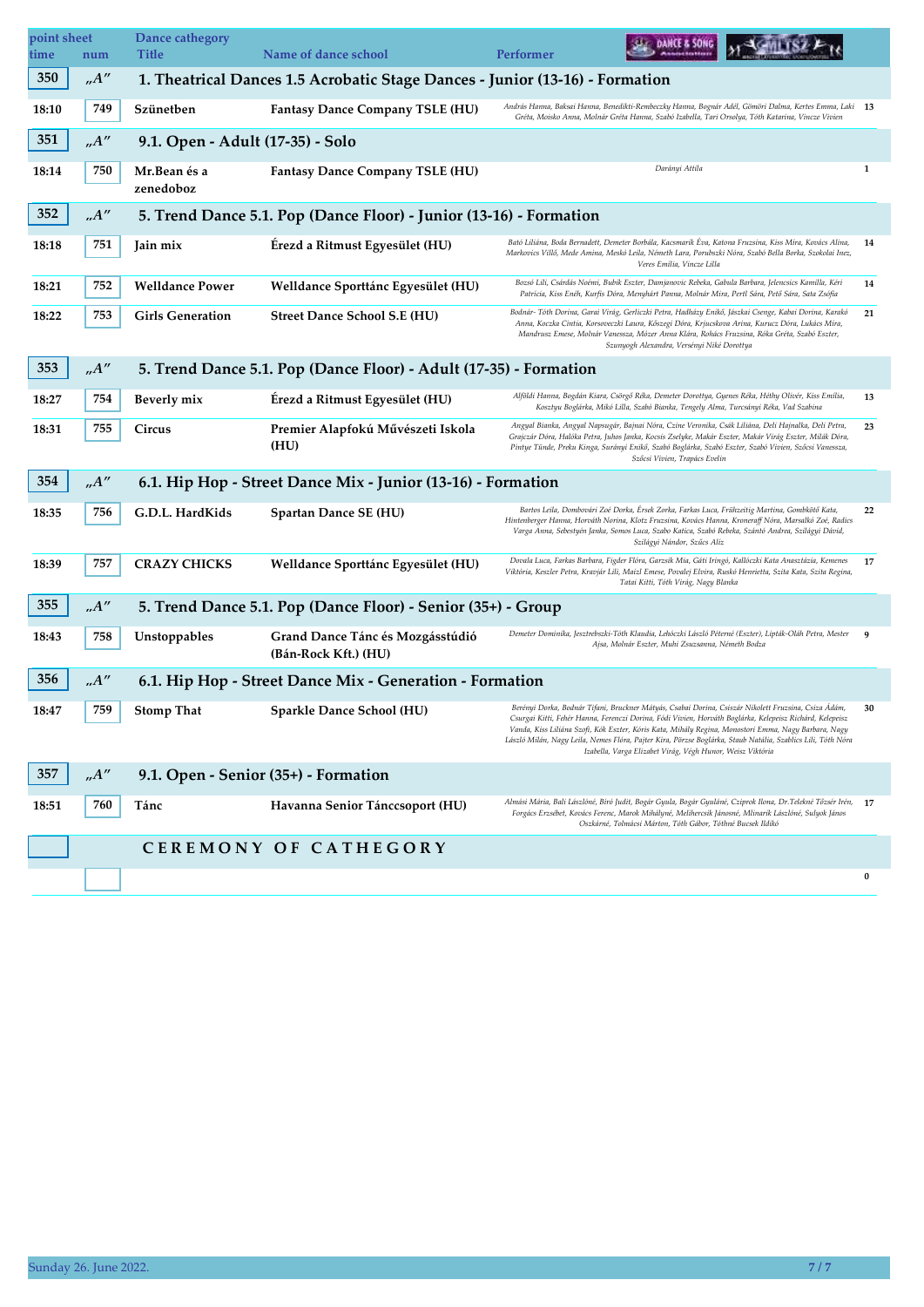| point sheet time | num | Dance cathegory Title | Name of dance school | Performer | |
|---|---|---|---|---|---|
| 350 | „A" | 1. Theatrical Dances 1.5 Acrobatic Stage Dances - Junior (13-16) - Formation | | | |
| 18:10 | 749 | Szünetben | Fantasy Dance Company TSLE (HU) | András Hanna, Baksai Hanna, Benedikti-Rembeczky Hanna, Bognár Adél, Gömöri Dalma, Kertes Emma, Laki Gréta, Moisko Anna, Molnár Gréta Hanna, Szabó Izabella, Tari Orsolya, Tóth Katarina, Vincze Vivien | 13 |
| 351 | „A" | 9.1. Open - Adult (17-35) - Solo | | | |
| 18:14 | 750 | Mr.Bean és a zenedoboz | Fantasy Dance Company TSLE (HU) | Darányi Attila | 1 |
| 352 | „A" | 5. Trend Dance 5.1. Pop (Dance Floor) - Junior (13-16) - Formation | | | |
| 18:18 | 751 | Jain mix | Érezd a Ritmust Egyesület (HU) | Bató Liliána, Boda Bernadett, Demeter Borbála, Kacsmarik Éva, Katona Fruzsina, Kiss Mira, Kovács Alina, Markovics Villő, Mede Amina, Meskó Leila, Németh Lara, Porubszki Nóra, Szabó Bella Borka, Szokolai Inez, Veres Emília, Vincze Lilla | 14 |
| 18:21 | 752 | Welldance Power | Welldance Sporttánc Egyesület (HU) | Bozsó Lili, Csárdás Noémi, Bubik Eszter, Damjanovic Rebeka, Gabula Barbara, Jelencsics Kamilla, Kéri Patrícia, Kiss Enéh, Kurfis Dóra, Menyhárt Panna, Molnár Mira, Pertl Sára, Pető Sára, Sata Zsófia | 14 |
| 18:22 | 753 | Girls Generation | Street Dance School S.E (HU) | Bodnár- Tóth Dorina, Garai Virág, Gerliczki Petra, Hadházy Enikő, Jászkai Csenge, Kabai Dorina, Karakó Anna, Koczka Cintia, Korsoveczki Laura, Kőszegi Dóra, Krjucskova Arina, Kurucz Dóra, Lukács Mira, Mandrusz Emese, Molnár Vanessza, Mózer Anna Klára, Rohács Fruzsina, Róka Gréta, Szabó Eszter, Szunyogh Alexandra, Versényi Niké Dorottya | 21 |
| 353 | „A" | 5. Trend Dance 5.1. Pop (Dance Floor) - Adult (17-35) - Formation | | | |
| 18:27 | 754 | Beverly mix | Érezd a Ritmust Egyesület (HU) | Alföldi Hanna, Bogdán Kiara, Csörgő Réka, Demeter Dorottya, Gyenes Réka, Héthy Olivér, Kiss Emília, Kosztyu Boglárka, Mikó Lilla, Szabó Bianka, Tengely Alma, Turcsányi Réka, Vad Szabina | 13 |
| 18:31 | 755 | Circus | Premier Alapfokú Művészeti Iskola (HU) | Angyal Bianka, Angyal Napsugár, Bajnai Nóra, Czine Veronika, Csák Liliána, Deli Hajnalka, Deli Petra, Grajczár Dóra, Halóka Petra, Juhos Janka, Kocsis Zselyke, Makár Eszter, Makár Virág Eszter, Milák Dóra, Pintye Tünde, Preku Kinga, Surányi Enikő, Szabó Boglárka, Szabó Eszter, Szabó Vivien, Szőcsi Vanessza, Szőcsi Vivien, Trapács Evelin | 23 |
| 354 | „A" | 6.1. Hip Hop - Street Dance Mix - Junior (13-16) - Formation | | | |
| 18:35 | 756 | G.D.L. HardKids | Spartan Dance SE (HU) | Bartos Leila, Dombovári Zoé Dorka, Érsek Zorka, Farkas Luca, Frühzeitig Martina, Gombkötő Kata, Hintenberger Hanna, Horváth Norina, Klotz Fruzsina, Kovács Hanna, Kroneraff Nóra, Marsalkó Zoé, Radics Varga Anna, Sebestyén Janka, Somos Luca, Szabo Katica, Szabó Rebeka, Szántó Andrea, Szilágyi Dávid, Szilágyi Nándor, Szűcs Alíz | 22 |
| 18:39 | 757 | CRAZY CHICKS | Welldance Sporttánc Egyesület (HU) | Dovala Luca, Farkas Barbara, Figder Flóra, Garzsik Mia, Gáti Íringó, Kallóczki Kata Anasztázia, Kemenes Viktória, Keszler Petra, Kravjár Lili, Maizl Emese, Povalej Elvira, Ruskó Henrietta, Szita Kata, Szita Regina, Tatai Kitti, Tóth Virág, Nagy Blanka | 17 |
| 355 | „A" | 5. Trend Dance 5.1. Pop (Dance Floor) - Senior (35+) - Group | | | |
| 18:43 | 758 | Unstoppables | Grand Dance Tánc és Mozgásstúdió (Bán-Rock Kft.) (HU) | Demeter Dominika, Jeszterbszki-Tóth Klaudia, Lehóczki László Péterné (Eszter), Lipták-Oláh Petra, Mester Ajsa, Molnár Eszter, Mubi Zsuzsanna, Németh Bodza | 9 |
| 356 | „A" | 6.1. Hip Hop - Street Dance Mix - Generation - Formation | | | |
| 18:47 | 759 | Stomp That | Sparkle Dance School (HU) | Berényi Dorka, Bodnár Tifani, Bruckner Mátyás, Csabai Dorina, Császár Nikolett Fruzsina, Csiza Ádám, Csurgai Kitti, Fehér Hanna, Ferenczi Dorina, Fődi Vivien, Horváth Boglárka, Kelepeisz Richárd, Kelepeisz Vanda, Kiss Liliána Szofi, Kók Eszter, Kőris Kata, Mihály Regina, Monostori Emma, Nagy Barbara, Nagy László Milán, Nagy Leila, Nemes Flóra, Pajter Kira, Pörzse Boglárka, Staub Natália, Szablics Lili, Tóth Nóra Izabella, Varga Elizabet Virág, Végh Hunor, Weisz Viktória | 30 |
| 357 | „A" | 9.1. Open - Senior (35+) - Formation | | | |
| 18:51 | 760 | Tánc | Havanna Senior Tánccsoport (HU) | Almási Mária, Bali Lászlóné, Bíró Judit, Bogár Gyula, Bogár Gyuláné, Cziprok Ilona, Dr.Telekné Tőzsér Irén, Forgács Erzsébet, Kovács Ferenc, Marok Mihályné, Melihercsik Jánosné, Mlinarik Lászlóné, Sulyok János Oszkárné, Tolmácsi Márton, Tóth Gábor, Tóthné Bucsek Ildikó | 17 |
| | | CEREMONY OF CATHEGORY | | | |
| | | | | | 0 |